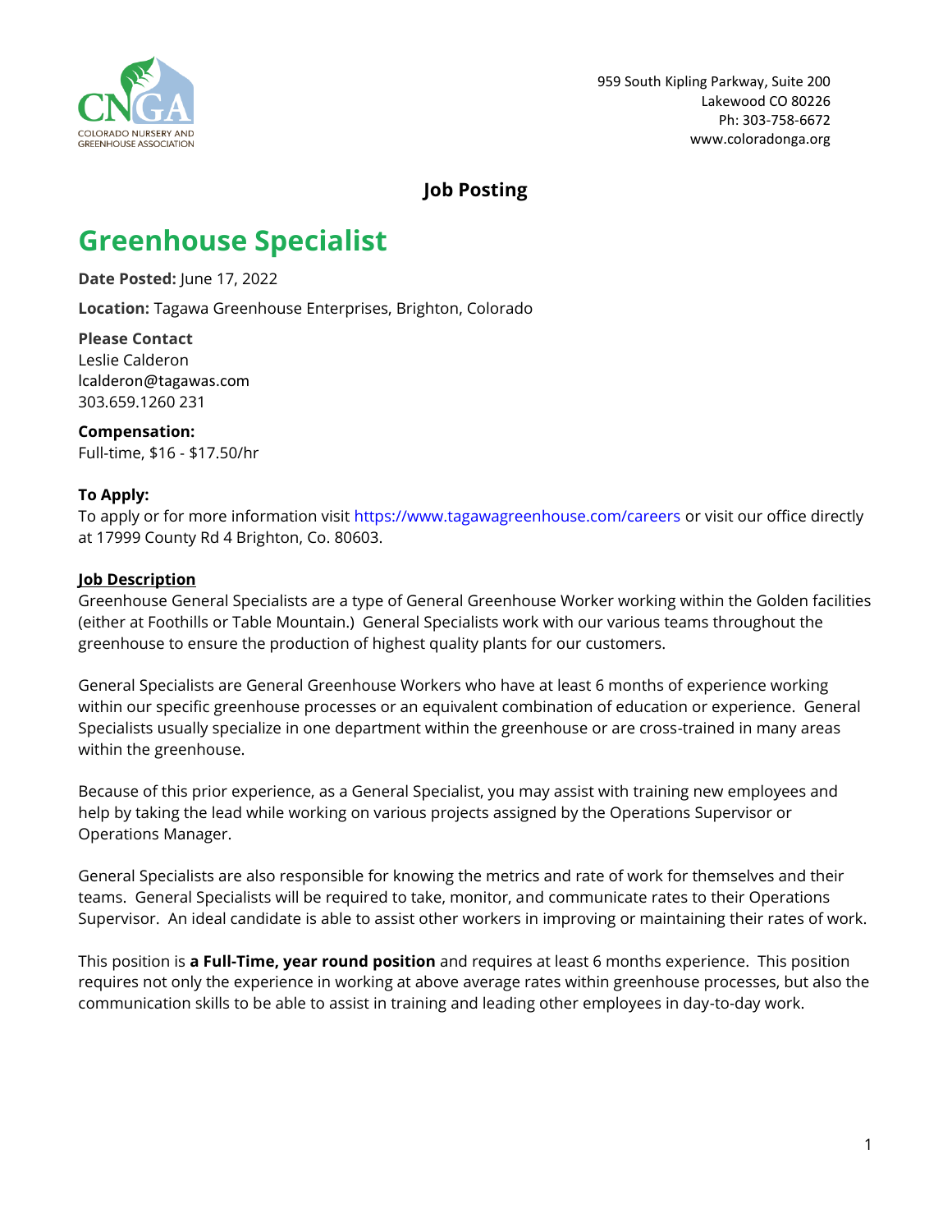COLORADO NURSERY AND GREENHOUSE ASSOCIATION

959 South Kipling Parkway, Suite 200
Lakewood CO 80226
Ph: 303-758-6672
www.coloradonga.org

**Job Posting**

# Greenhouse Specialist

**Date Posted:** June 17, 2022

**Location:** Tagawa Greenhouse Enterprises, Brighton, Colorado

**Please Contact**
Leslie Calderon
lcalderon@tagawas.com
303.659.1260 231

**Compensation:**
Full-time, $16 - $17.50/hr

**To Apply:**
To apply or for more information visit https://www.tagawagreenhouse.com/careers or visit our office directly at 17999 County Rd 4 Brighton, Co. 80603.

**Job Description**

Greenhouse General Specialists are a type of General Greenhouse Worker working within the Golden facilities (either at Foothills or Table Mountain.) General Specialists work with our various teams throughout the greenhouse to ensure the production of highest quality plants for our customers.

General Specialists are General Greenhouse Workers who have at least 6 months of experience working within our specific greenhouse processes or an equivalent combination of education or experience. General Specialists usually specialize in one department within the greenhouse or are cross-trained in many areas within the greenhouse.

Because of this prior experience, as a General Specialist, you may assist with training new employees and help by taking the lead while working on various projects assigned by the Operations Supervisor or Operations Manager.

General Specialists are also responsible for knowing the metrics and rate of work for themselves and their teams. General Specialists will be required to take, monitor, and communicate rates to their Operations Supervisor. An ideal candidate is able to assist other workers in improving or maintaining their rates of work.

This position is **a Full-Time, year round position** and requires at least 6 months experience. This position requires not only the experience in working at above average rates within greenhouse processes, but also the communication skills to be able to assist in training and leading other employees in day-to-day work.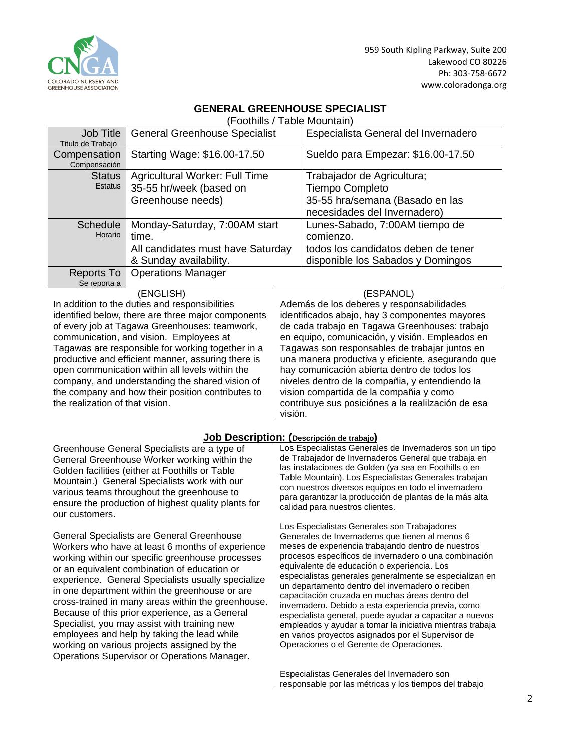COLORADO NURSERY AND GREENHOUSE ASSOCIATION

959 South Kipling Parkway, Suite 200
Lakewood CO 80226
Ph: 303-758-6672
www.coloradonga.org

## GENERAL GREENHOUSE SPECIALIST

(Foothills / Table Mountain)

| | | |
|---|---|---|
| Job Title<br>Titulo de Trabajo | General Greenhouse Specialist | Especialista General del Invernadero |
| Compensation<br>Compensación | Starting Wage: $16.00-17.50 | Sueldo para Empezar: $16.00-17.50 |
| Status<br>Estatus | Agricultural Worker: Full Time<br>35-55 hr/week (based on Greenhouse needs) | Trabajador de Agricultura; Tiempo Completo<br>35-55 hra/semana (Basado en las necesidades del Invernadero) |
| Schedule<br>Horario | Monday-Saturday, 7:00AM start time.<br>All candidates must have Saturday & Sunday availability. | Lunes-Sabado, 7:00AM tiempo de comienzo.<br>todos los candidatos deben de tener disponible los Sabados y Domingos |
| Reports To<br>Se reporta a | Operations Manager | |

(ENGLISH)

In addition to the duties and responsibilities identified below, there are three major components of every job at Tagawa Greenhouses: teamwork, communication, and vision. Employees at Tagawas are responsible for working together in a productive and efficient manner, assuring there is open communication within all levels within the company, and understanding the shared vision of the company and how their position contributes to the realization of that vision.

(ESPANOL)

Además de los deberes y responsabilidades identificados abajo, hay 3 componentes mayores de cada trabajo en Tagawa Greenhouses: trabajo en equipo, comunicación, y visión. Empleados en Tagawas son responsables de trabajar juntos en una manera productiva y eficiente, asegurando que hay comunicación abierta dentro de todos los niveles dentro de la compañia, y entendiendo la vision compartida de la compañia y como contribuye sus posiciónes a la realilzación de esa visión.

### Job Description: (Descripción de trabajo)

Greenhouse General Specialists are a type of General Greenhouse Worker working within the Golden facilities (either at Foothills or Table Mountain.) General Specialists work with our various teams throughout the greenhouse to ensure the production of highest quality plants for our customers.

General Specialists are General Greenhouse Workers who have at least 6 months of experience working within our specific greenhouse processes or an equivalent combination of education or experience. General Specialists usually specialize in one department within the greenhouse or are cross-trained in many areas within the greenhouse. Because of this prior experience, as a General Specialist, you may assist with training new employees and help by taking the lead while working on various projects assigned by the Operations Supervisor or Operations Manager.

Los Especialistas Generales de Invernaderos son un tipo de Trabajador de Invernaderos General que trabaja en las instalaciones de Golden (ya sea en Foothills o en Table Mountain). Los Especialistas Generales trabajan con nuestros diversos equipos en todo el invernadero para garantizar la producción de plantas de la más alta calidad para nuestros clientes.

Los Especialistas Generales son Trabajadores Generales de Invernaderos que tienen al menos 6 meses de experiencia trabajando dentro de nuestros procesos específicos de invernadero o una combinación equivalente de educación o experiencia. Los especialistas generales generalmente se especializan en un departamento dentro del invernadero o reciben capacitación cruzada en muchas áreas dentro del invernadero. Debido a esta experiencia previa, como especialista general, puede ayudar a capacitar a nuevos empleados y ayudar a tomar la iniciativa mientras trabaja en varios proyectos asignados por el Supervisor de Operaciones o el Gerente de Operaciones.

Especialistas Generales del Invernadero son responsable por las métricas y los tiempos del trabajo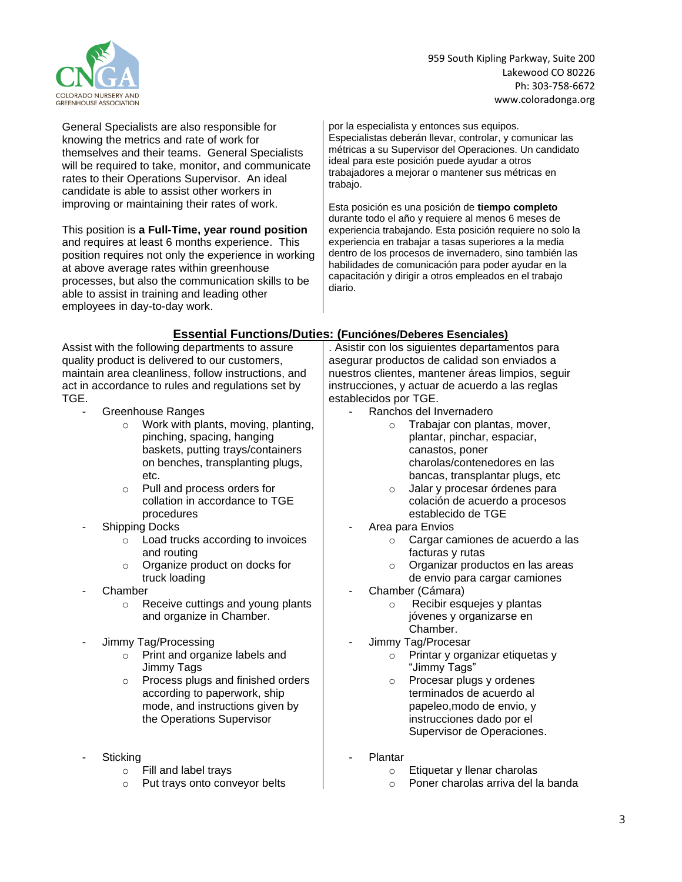General Specialists are also responsible for knowing the metrics and rate of work for themselves and their teams. General Specialists will be required to take, monitor, and communicate rates to their Operations Supervisor. An ideal candidate is able to assist other workers in improving or maintaining their rates of work.

This position is **a Full-Time, year round position** and requires at least 6 months experience. This position requires not only the experience in working at above average rates within greenhouse processes, but also the communication skills to be able to assist in training and leading other employees in day-to-day work.

por la especialista y entonces sus equipos. Especialistas deberán llevar, controlar, y comunicar las métricas a su Supervisor del Operaciones. Un candidato ideal para este posición puede ayudar a otros trabajadores a mejorar o mantener sus métricas en trabajo.

Esta posición es una posición de **tiempo completo** durante todo el año y requiere al menos 6 meses de experiencia trabajando. Esta posición requiere no solo la experiencia en trabajar a tasas superiores a la media dentro de los procesos de invernadero, sino también las habilidades de comunicación para poder ayudar en la capacitación y dirigir a otros empleados en el trabajo diario.

## Essential Functions/Duties: (Funciónes/Deberes Esenciales)

Assist with the following departments to assure quality product is delivered to our customers, maintain area cleanliness, follow instructions, and act in accordance to rules and regulations set by TGE.

- Greenhouse Ranges
  - Work with plants, moving, planting, pinching, spacing, hanging baskets, putting trays/containers on benches, transplanting plugs, etc.
  - Pull and process orders for collation in accordance to TGE procedures
- Shipping Docks
  - Load trucks according to invoices and routing
  - Organize product on docks for truck loading
- Chamber
  - Receive cuttings and young plants and organize in Chamber.
- Jimmy Tag/Processing
  - Print and organize labels and Jimmy Tags
  - Process plugs and finished orders according to paperwork, ship mode, and instructions given by the Operations Supervisor
- Sticking
  - Fill and label trays
  - Put trays onto conveyor belts

. Asistir con los siguientes departamentos para asegurar productos de calidad son enviados a nuestros clientes, mantener áreas limpios, seguir instrucciones, y actuar de acuerdo a las reglas establecidos por TGE.

- Ranchos del Invernadero
  - Trabajar con plantas, mover, plantar, pinchar, espaciar, canastos, poner charolas/contenedores en las bancas, transplantar plugs, etc
  - Jalar y procesar órdenes para colación de acuerdo a procesos establecido de TGE
- Area para Envios
  - Cargar camiones de acuerdo a las facturas y rutas
  - Organizar productos en las areas de envio para cargar camiones
- Chamber (Cámara)
  - Recibir esquejes y plantas jóvenes y organizarse en Chamber.
- Jimmy Tag/Procesar
  - Printar y organizar etiquetas y "Jimmy Tags"
  - Procesar plugs y ordenes terminados de acuerdo al papeleo,modo de envio, y instrucciones dado por el Supervisor de Operaciones.
- Plantar
  - Etiquetar y llenar charolas
  - Poner charolas arriva del la banda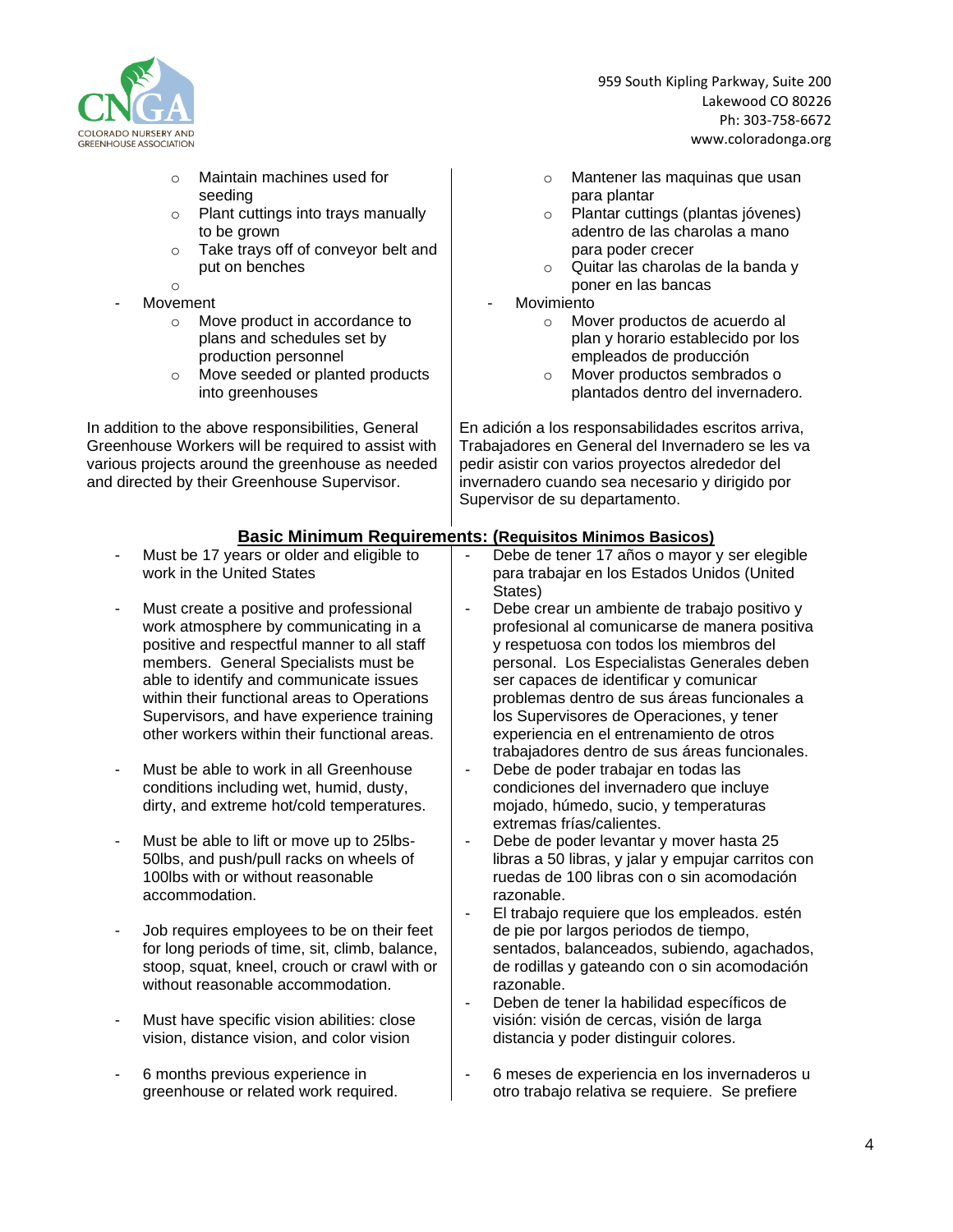- Maintain machines used for seeding
- Plant cuttings into trays manually to be grown
- Take trays off of conveyor belt and put on benches

- Movement
  - Move product in accordance to plans and schedules set by production personnel
  - Move seeded or planted products into greenhouses

In addition to the above responsibilities, General Greenhouse Workers will be required to assist with various projects around the greenhouse as needed and directed by their Greenhouse Supervisor.

- Mantener las maquinas que usan para plantar
- Plantar cuttings (plantas jóvenes) adentro de las charolas a mano para poder crecer
- Quitar las charolas de la banda y poner en las bancas

- Movimiento
  - Mover productos de acuerdo al plan y horario establecido por los empleados de producción
  - Mover productos sembrados o plantados dentro del invernadero.

En adición a los responsabilidades escritos arriva, Trabajadores en General del Invernadero se les va pedir asistir con varios proyectos alrededor del invernadero cuando sea necesario y dirigido por Supervisor de su departamento.

## Basic Minimum Requirements: (Requisitos Minimos Basicos)

- Must be 17 years or older and eligible to work in the United States
- Must create a positive and professional work atmosphere by communicating in a positive and respectful manner to all staff members. General Specialists must be able to identify and communicate issues within their functional areas to Operations Supervisors, and have experience training other workers within their functional areas.
- Must be able to work in all Greenhouse conditions including wet, humid, dusty, dirty, and extreme hot/cold temperatures.
- Must be able to lift or move up to 25lbs-50lbs, and push/pull racks on wheels of 100lbs with or without reasonable accommodation.
- Job requires employees to be on their feet for long periods of time, sit, climb, balance, stoop, squat, kneel, crouch or crawl with or without reasonable accommodation.
- Must have specific vision abilities: close vision, distance vision, and color vision
- 6 months previous experience in greenhouse or related work required.

- Debe de tener 17 años o mayor y ser elegible para trabajar en los Estados Unidos (United States)
- Debe crear un ambiente de trabajo positivo y profesional al comunicarse de manera positiva y respetuosa con todos los miembros del personal. Los Especialistas Generales deben ser capaces de identificar y comunicar problemas dentro de sus áreas funcionales a los Supervisores de Operaciones, y tener experiencia en el entrenamiento de otros trabajadores dentro de sus áreas funcionales.
- Debe de poder trabajar en todas las condiciones del invernadero que incluye mojado, húmedo, sucio, y temperaturas extremas frías/calientes.
- Debe de poder levantar y mover hasta 25 libras a 50 libras, y jalar y empujar carritos con ruedas de 100 libras con o sin acomodación razonable.
- El trabajo requiere que los empleados. estén de pie por largos periodos de tiempo, sentados, balanceados, subiendo, agachados, de rodillas y gateando con o sin acomodación razonable.
- Deben de tener la habilidad específicos de visión: visión de cercas, visión de larga distancia y poder distinguir colores.
- 6 meses de experiencia en los invernaderos u otro trabajo relativa se requiere. Se prefiere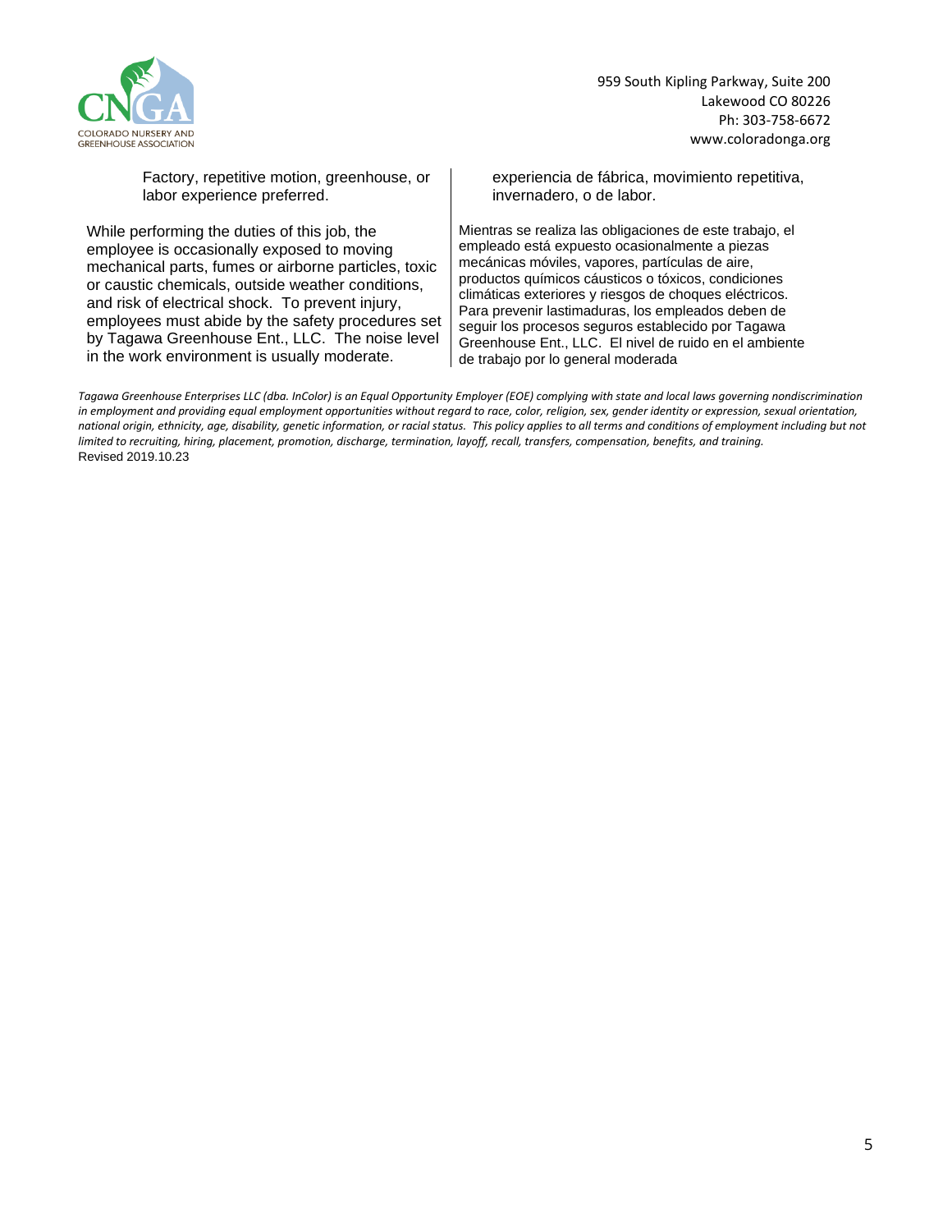Factory, repetitive motion, greenhouse, or labor experience preferred.

experiencia de fábrica, movimiento repetitiva, invernadero, o de labor.

While performing the duties of this job, the employee is occasionally exposed to moving mechanical parts, fumes or airborne particles, toxic or caustic chemicals, outside weather conditions, and risk of electrical shock. To prevent injury, employees must abide by the safety procedures set by Tagawa Greenhouse Ent., LLC. The noise level in the work environment is usually moderate.

Mientras se realiza las obligaciones de este trabajo, el empleado está expuesto ocasionalmente a piezas mecánicas móviles, vapores, partículas de aire, productos químicos cáusticos o tóxicos, condiciones climáticas exteriores y riesgos de choques eléctricos. Para prevenir lastimaduras, los empleados deben de seguir los procesos seguros establecido por Tagawa Greenhouse Ent., LLC. El nivel de ruido en el ambiente de trabajo por lo general moderada

*Tagawa Greenhouse Enterprises LLC (dba. InColor) is an Equal Opportunity Employer (EOE) complying with state and local laws governing nondiscrimination in employment and providing equal employment opportunities without regard to race, color, religion, sex, gender identity or expression, sexual orientation, national origin, ethnicity, age, disability, genetic information, or racial status. This policy applies to all terms and conditions of employment including but not limited to recruiting, hiring, placement, promotion, discharge, termination, layoff, recall, transfers, compensation, benefits, and training.*

Revised 2019.10.23